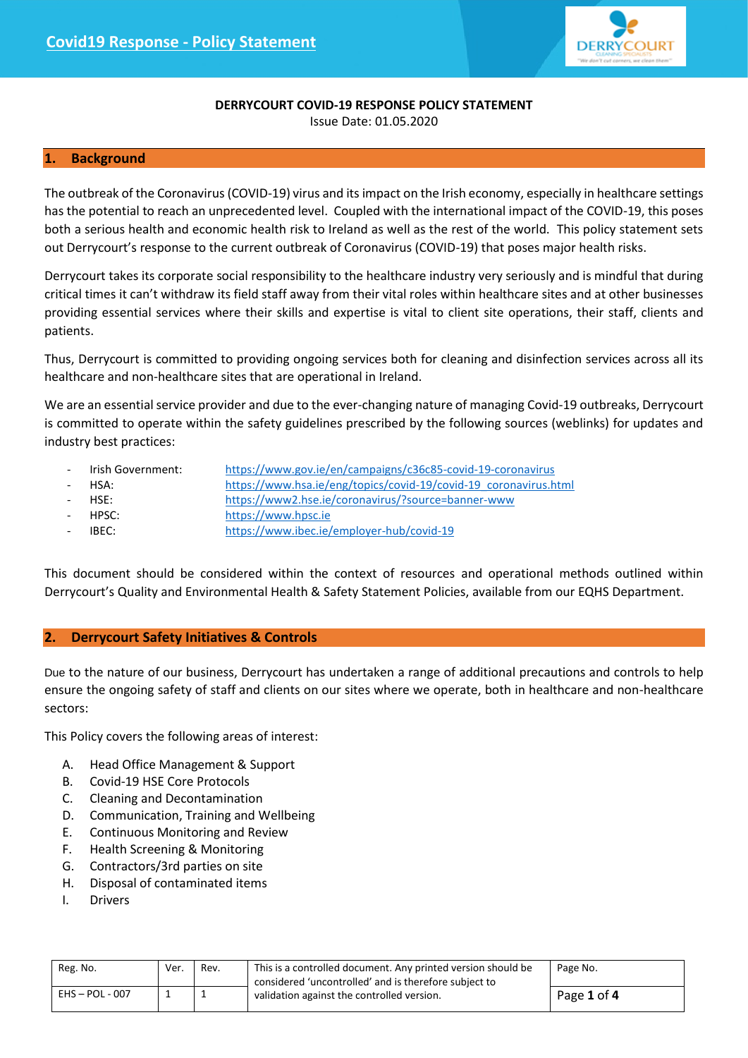# DERRYCOURT COVID-19 RESPONSE POLICY STATEMENT

Issue Date: 01.05.2020

## 1. Background

The outbreak of the Coronavirus (COVID-19) virus and its impact on the Irish economy, especially in healthcare settings has the potential to reach an unprecedented level. Coupled with the international impact of the COVID-19, this poses both a serious health and economic health risk to Ireland as well as the rest of the world. This policy statement sets out Derrycourt's response to the current outbreak of Coronavirus (COVID-19) that poses major health risks.

Derrycourt takes its corporate social responsibility to the healthcare industry very seriously and is mindful that during critical times it can't withdraw its field staff away from their vital roles within healthcare sites and at other businesses providing essential services where their skills and expertise is vital to client site operations, their staff, clients and patients.

Thus, Derrycourt is committed to providing ongoing services both for cleaning and disinfection services across all its healthcare and non-healthcare sites that are operational in Ireland.

We are an essential service provider and due to the ever-changing nature of managing Covid-19 outbreaks, Derrycourt is committed to operate within the safety guidelines prescribed by the following sources (weblinks) for updates and industry best practices:

- Irish Government: https://www.gov.ie/en/campaigns/c36c85-covid-19-coronavirus
- HSA: https://www.hsa.ie/eng/topics/covid-19/covid-19_coronavirus.html
- HSE: https://www2.hse.ie/coronavirus/?source=banner-www
- HPSC: https://www.hpsc.ie
- IBEC: https://www.ibec.ie/employer-hub/covid-19

This document should be considered within the context of resources and operational methods outlined within Derrycourt's Quality and Environmental Health & Safety Statement Policies, available from our EQHS Department.

## 2. Derrycourt Safety Initiatives & Controls

Due to the nature of our business, Derrycourt has undertaken a range of additional precautions and controls to help ensure the ongoing safety of staff and clients on our sites where we operate, both in healthcare and non-healthcare sectors:

This Policy covers the following areas of interest:

A. Head Office Management & Support
B. Covid-19 HSE Core Protocols
C. Cleaning and Decontamination
D. Communication, Training and Wellbeing
E. Continuous Monitoring and Review
F. Health Screening & Monitoring
G. Contractors/3rd parties on site
H. Disposal of contaminated items
I. Drivers

| Reg. No. | Ver. | Rev. | This is a controlled document. Any printed version should be considered 'uncontrolled' and is therefore subject to validation against the controlled version. |
|---|---|---|---|
| EHS – POL - 007 | 1 | 1 | |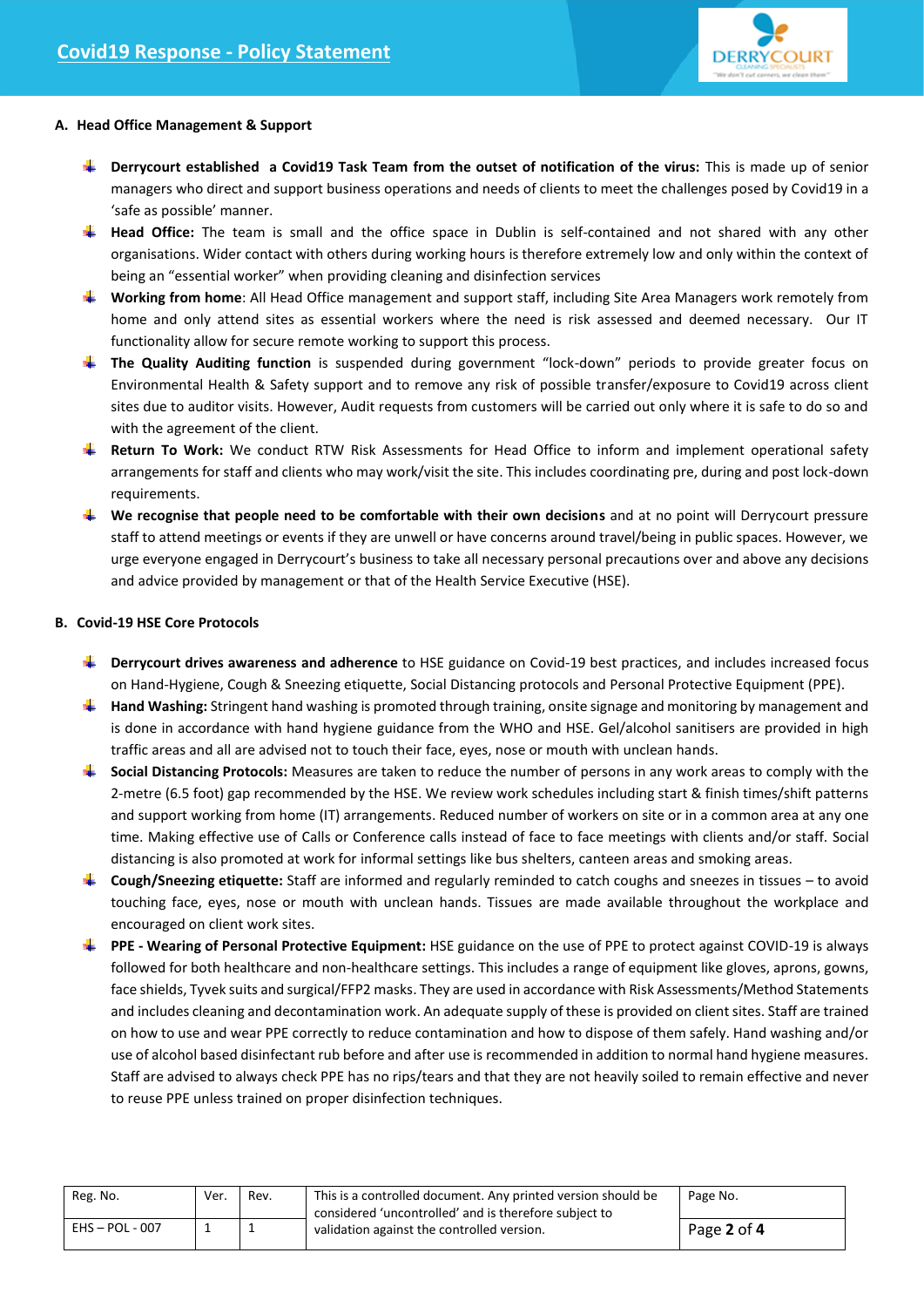## A. Head Office Management & Support

- **Derrycourt established a Covid19 Task Team from the outset of notification of the virus:** This is made up of senior managers who direct and support business operations and needs of clients to meet the challenges posed by Covid19 in a 'safe as possible' manner.
- **Head Office:** The team is small and the office space in Dublin is self-contained and not shared with any other organisations. Wider contact with others during working hours is therefore extremely low and only within the context of being an "essential worker" when providing cleaning and disinfection services
- **Working from home**: All Head Office management and support staff, including Site Area Managers work remotely from home and only attend sites as essential workers where the need is risk assessed and deemed necessary. Our IT functionality allow for secure remote working to support this process.
- **The Quality Auditing function** is suspended during government "lock-down" periods to provide greater focus on Environmental Health & Safety support and to remove any risk of possible transfer/exposure to Covid19 across client sites due to auditor visits. However, Audit requests from customers will be carried out only where it is safe to do so and with the agreement of the client.
- **Return To Work:** We conduct RTW Risk Assessments for Head Office to inform and implement operational safety arrangements for staff and clients who may work/visit the site. This includes coordinating pre, during and post lock-down requirements.
- **We recognise that people need to be comfortable with their own decisions** and at no point will Derrycourt pressure staff to attend meetings or events if they are unwell or have concerns around travel/being in public spaces. However, we urge everyone engaged in Derrycourt's business to take all necessary personal precautions over and above any decisions and advice provided by management or that of the Health Service Executive (HSE).

## B. Covid-19 HSE Core Protocols

- **Derrycourt drives awareness and adherence** to HSE guidance on Covid-19 best practices, and includes increased focus on Hand-Hygiene, Cough & Sneezing etiquette, Social Distancing protocols and Personal Protective Equipment (PPE).
- **Hand Washing:** Stringent hand washing is promoted through training, onsite signage and monitoring by management and is done in accordance with hand hygiene guidance from the WHO and HSE. Gel/alcohol sanitisers are provided in high traffic areas and all are advised not to touch their face, eyes, nose or mouth with unclean hands.
- **Social Distancing Protocols:** Measures are taken to reduce the number of persons in any work areas to comply with the 2-metre (6.5 foot) gap recommended by the HSE. We review work schedules including start & finish times/shift patterns and support working from home (IT) arrangements. Reduced number of workers on site or in a common area at any one time. Making effective use of Calls or Conference calls instead of face to face meetings with clients and/or staff. Social distancing is also promoted at work for informal settings like bus shelters, canteen areas and smoking areas.
- **Cough/Sneezing etiquette:** Staff are informed and regularly reminded to catch coughs and sneezes in tissues – to avoid touching face, eyes, nose or mouth with unclean hands. Tissues are made available throughout the workplace and encouraged on client work sites.
- **PPE - Wearing of Personal Protective Equipment:** HSE guidance on the use of PPE to protect against COVID-19 is always followed for both healthcare and non-healthcare settings. This includes a range of equipment like gloves, aprons, gowns, face shields, Tyvek suits and surgical/FFP2 masks. They are used in accordance with Risk Assessments/Method Statements and includes cleaning and decontamination work. An adequate supply of these is provided on client sites. Staff are trained on how to use and wear PPE correctly to reduce contamination and how to dispose of them safely. Hand washing and/or use of alcohol based disinfectant rub before and after use is recommended in addition to normal hand hygiene measures. Staff are advised to always check PPE has no rips/tears and that they are not heavily soiled to remain effective and never to reuse PPE unless trained on proper disinfection techniques.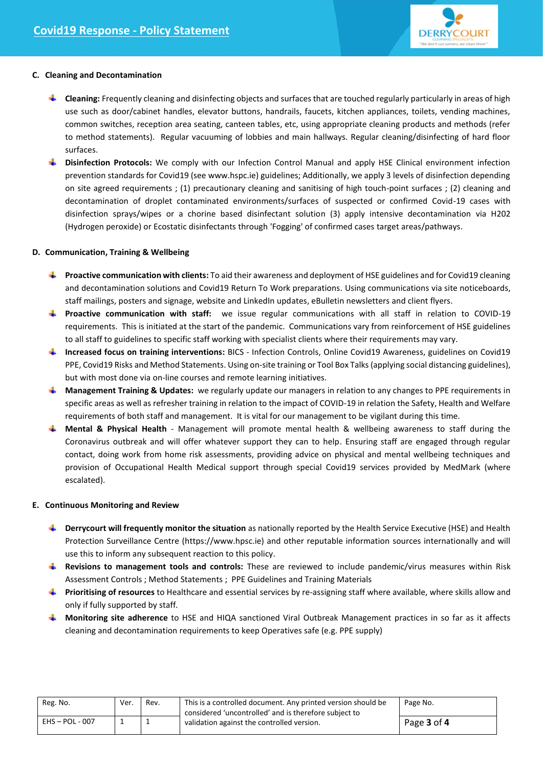### C. Cleaning and Decontamination

- **Cleaning:** Frequently cleaning and disinfecting objects and surfaces that are touched regularly particularly in areas of high use such as door/cabinet handles, elevator buttons, handrails, faucets, kitchen appliances, toilets, vending machines, common switches, reception area seating, canteen tables, etc, using appropriate cleaning products and methods (refer to method statements). Regular vacuuming of lobbies and main hallways. Regular cleaning/disinfecting of hard floor surfaces.
- **Disinfection Protocols:** We comply with our Infection Control Manual and apply HSE Clinical environment infection prevention standards for Covid19 (see www.hspc.ie) guidelines; Additionally, we apply 3 levels of disinfection depending on site agreed requirements ; (1) precautionary cleaning and sanitising of high touch-point surfaces ; (2) cleaning and decontamination of droplet contaminated environments/surfaces of suspected or confirmed Covid-19 cases with disinfection sprays/wipes or a chorine based disinfectant solution (3) apply intensive decontamination via H2O2 (Hydrogen peroxide) or Ecostatic disinfectants through 'Fogging' of confirmed cases target areas/pathways.

### D. Communication, Training & Wellbeing

- **Proactive communication with clients:** To aid their awareness and deployment of HSE guidelines and for Covid19 cleaning and decontamination solutions and Covid19 Return To Work preparations. Using communications via site noticeboards, staff mailings, posters and signage, website and LinkedIn updates, eBulletin newsletters and client flyers.
- **Proactive communication with staff:** we issue regular communications with all staff in relation to COVID-19 requirements. This is initiated at the start of the pandemic. Communications vary from reinforcement of HSE guidelines to all staff to guidelines to specific staff working with specialist clients where their requirements may vary.
- **Increased focus on training interventions:** BICS - Infection Controls, Online Covid19 Awareness, guidelines on Covid19 PPE, Covid19 Risks and Method Statements. Using on-site training or Tool Box Talks (applying social distancing guidelines), but with most done via on-line courses and remote learning initiatives.
- **Management Training & Updates:** we regularly update our managers in relation to any changes to PPE requirements in specific areas as well as refresher training in relation to the impact of COVID-19 in relation the Safety, Health and Welfare requirements of both staff and management. It is vital for our management to be vigilant during this time.
- **Mental & Physical Health** - Management will promote mental health & wellbeing awareness to staff during the Coronavirus outbreak and will offer whatever support they can to help. Ensuring staff are engaged through regular contact, doing work from home risk assessments, providing advice on physical and mental wellbeing techniques and provision of Occupational Health Medical support through special Covid19 services provided by MedMark (where escalated).

### E. Continuous Monitoring and Review

- **Derrycourt will frequently monitor the situation** as nationally reported by the Health Service Executive (HSE) and Health Protection Surveillance Centre (https://www.hpsc.ie) and other reputable information sources internationally and will use this to inform any subsequent reaction to this policy.
- **Revisions to management tools and controls:** These are reviewed to include pandemic/virus measures within Risk Assessment Controls ; Method Statements ; PPE Guidelines and Training Materials
- **Prioritising of resources** to Healthcare and essential services by re-assigning staff where available, where skills allow and only if fully supported by staff.
- **Monitoring site adherence** to HSE and HIQA sanctioned Viral Outbreak Management practices in so far as it affects cleaning and decontamination requirements to keep Operatives safe (e.g. PPE supply)

| Reg. No. | Ver. | Rev. | This is a controlled document. Any printed version should be considered 'uncontrolled' and is therefore subject to validation against the controlled version. | Page No. |
|---|---|---|---|---|
| EHS – POL - 007 | 1 | 1 | | Page **3** of **4** |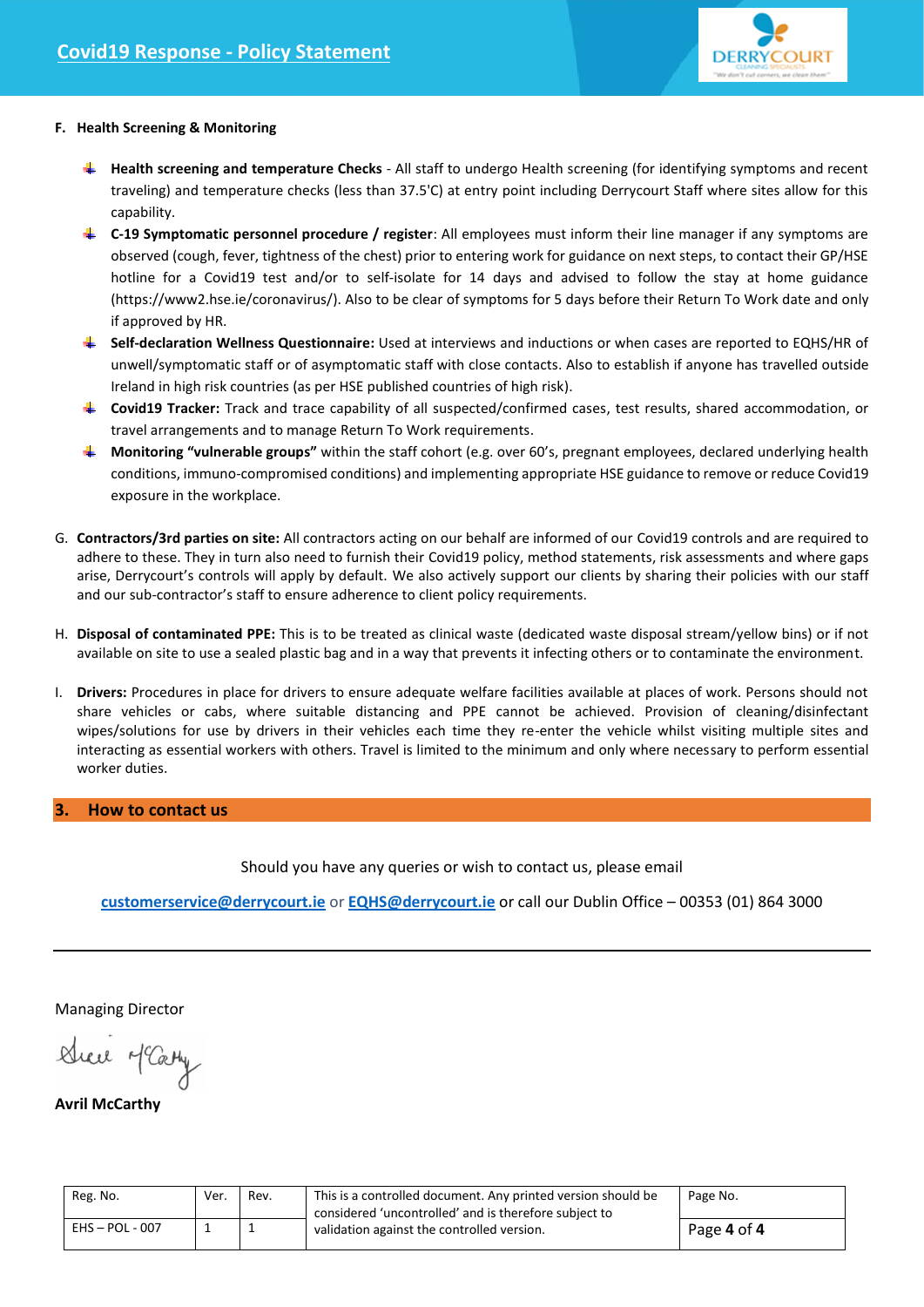### F. Health Screening & Monitoring

- **Health screening and temperature Checks** - All staff to undergo Health screening (for identifying symptoms and recent traveling) and temperature checks (less than 37.5'C) at entry point including Derrycourt Staff where sites allow for this capability.
- **C-19 Symptomatic personnel procedure / register**: All employees must inform their line manager if any symptoms are observed (cough, fever, tightness of the chest) prior to entering work for guidance on next steps, to contact their GP/HSE hotline for a Covid19 test and/or to self-isolate for 14 days and advised to follow the stay at home guidance (https://www2.hse.ie/coronavirus/). Also to be clear of symptoms for 5 days before their Return To Work date and only if approved by HR.
- **Self-declaration Wellness Questionnaire:** Used at interviews and inductions or when cases are reported to EQHS/HR of unwell/symptomatic staff or of asymptomatic staff with close contacts. Also to establish if anyone has travelled outside Ireland in high risk countries (as per HSE published countries of high risk).
- **Covid19 Tracker:** Track and trace capability of all suspected/confirmed cases, test results, shared accommodation, or travel arrangements and to manage Return To Work requirements.
- **Monitoring "vulnerable groups"** within the staff cohort (e.g. over 60's, pregnant employees, declared underlying health conditions, immuno-compromised conditions) and implementing appropriate HSE guidance to remove or reduce Covid19 exposure in the workplace.

G. **Contractors/3rd parties on site:** All contractors acting on our behalf are informed of our Covid19 controls and are required to adhere to these. They in turn also need to furnish their Covid19 policy, method statements, risk assessments and where gaps arise, Derrycourt's controls will apply by default. We also actively support our clients by sharing their policies with our staff and our sub-contractor's staff to ensure adherence to client policy requirements.

H. **Disposal of contaminated PPE:** This is to be treated as clinical waste (dedicated waste disposal stream/yellow bins) or if not available on site to use a sealed plastic bag and in a way that prevents it infecting others or to contaminate the environment.

I. **Drivers:** Procedures in place for drivers to ensure adequate welfare facilities available at places of work. Persons should not share vehicles or cabs, where suitable distancing and PPE cannot be achieved. Provision of cleaning/disinfectant wipes/solutions for use by drivers in their vehicles each time they re-enter the vehicle whilst visiting multiple sites and interacting as essential workers with others. Travel is limited to the minimum and only where necessary to perform essential worker duties.

## 3. How to contact us

Should you have any queries or wish to contact us, please email

customerservice@derrycourt.ie or EQHS@derrycourt.ie or call our Dublin Office – 00353 (01) 864 3000

---

Managing Director

**Avril McCarthy**

| Reg. No. | Ver. | Rev. | This is a controlled document. Any printed version should be considered 'uncontrolled' and is therefore subject to validation against the controlled version. | Page No. |
|---|---|---|---|---|
| EHS – POL - 007 | 1 | 1 | | Page **4** of **4** |